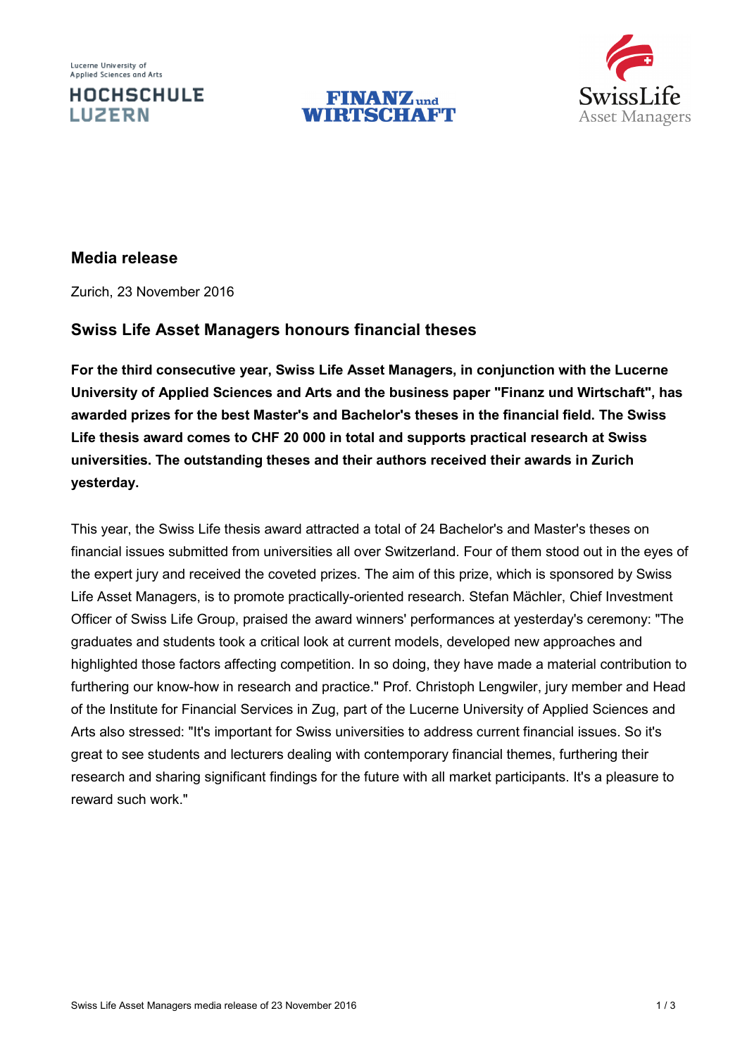Lucerne University of Applied Sciences and Arts

HOCHSCHULE LUZERN

FINANZ und WIRTSCHAFT

SwissLife Asset Managers

## Media release

Zurich, 23 November 2016

## Swiss Life Asset Managers honours financial theses

**For the third consecutive year, Swiss Life Asset Managers, in conjunction with the Lucerne University of Applied Sciences and Arts and the business paper "Finanz und Wirtschaft", has awarded prizes for the best Master's and Bachelor's theses in the financial field. The Swiss Life thesis award comes to CHF 20 000 in total and supports practical research at Swiss universities. The outstanding theses and their authors received their awards in Zurich yesterday.**

This year, the Swiss Life thesis award attracted a total of 24 Bachelor's and Master's theses on financial issues submitted from universities all over Switzerland. Four of them stood out in the eyes of the expert jury and received the coveted prizes. The aim of this prize, which is sponsored by Swiss Life Asset Managers, is to promote practically-oriented research. Stefan Mächler, Chief Investment Officer of Swiss Life Group, praised the award winners' performances at yesterday's ceremony: "The graduates and students took a critical look at current models, developed new approaches and highlighted those factors affecting competition. In so doing, they have made a material contribution to furthering our know-how in research and practice." Prof. Christoph Lengwiler, jury member and Head of the Institute for Financial Services in Zug, part of the Lucerne University of Applied Sciences and Arts also stressed: "It's important for Swiss universities to address current financial issues. So it's great to see students and lecturers dealing with contemporary financial themes, furthering their research and sharing significant findings for the future with all market participants. It's a pleasure to reward such work."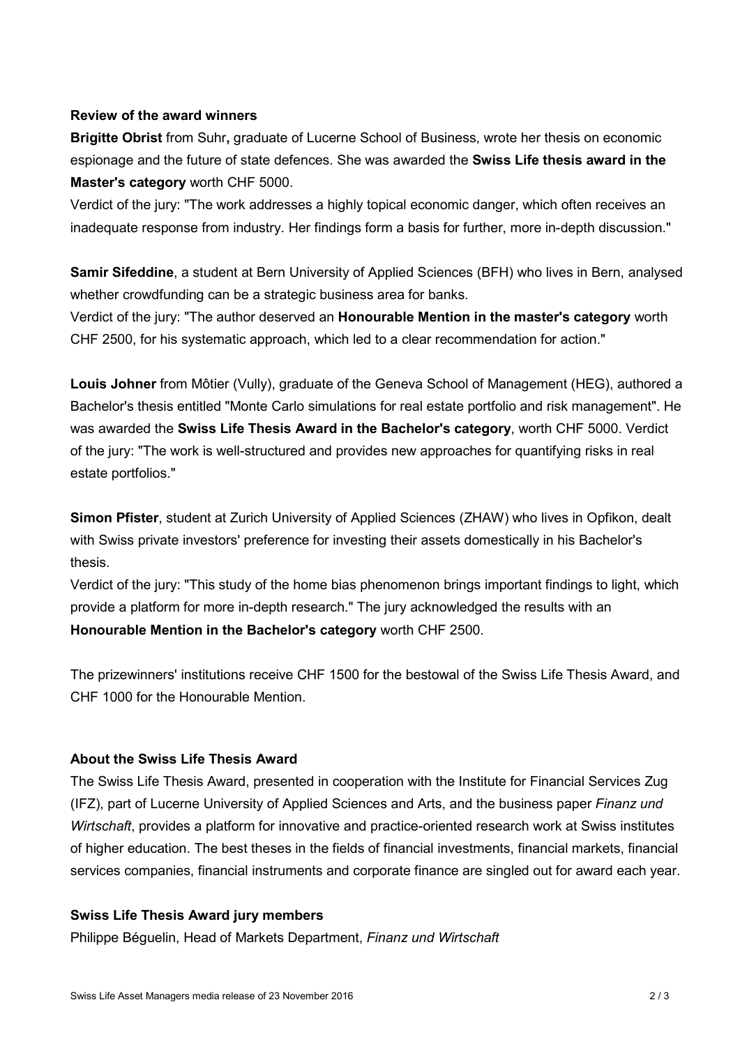**Review of the award winners**

**Brigitte Obrist** from Suhr**,** graduate of Lucerne School of Business, wrote her thesis on economic espionage and the future of state defences. She was awarded the **Swiss Life thesis award in the Master's category** worth CHF 5000.

Verdict of the jury: "The work addresses a highly topical economic danger, which often receives an inadequate response from industry. Her findings form a basis for further, more in-depth discussion."

**Samir Sifeddine**, a student at Bern University of Applied Sciences (BFH) who lives in Bern, analysed whether crowdfunding can be a strategic business area for banks.

Verdict of the jury: "The author deserved an **Honourable Mention in the master's category** worth CHF 2500, for his systematic approach, which led to a clear recommendation for action."

**Louis Johner** from Môtier (Vully), graduate of the Geneva School of Management (HEG), authored a Bachelor's thesis entitled "Monte Carlo simulations for real estate portfolio and risk management". He was awarded the **Swiss Life Thesis Award in the Bachelor's category**, worth CHF 5000. Verdict of the jury: "The work is well-structured and provides new approaches for quantifying risks in real estate portfolios."

**Simon Pfister**, student at Zurich University of Applied Sciences (ZHAW) who lives in Opfikon, dealt with Swiss private investors' preference for investing their assets domestically in his Bachelor's thesis.

Verdict of the jury: "This study of the home bias phenomenon brings important findings to light, which provide a platform for more in-depth research." The jury acknowledged the results with an **Honourable Mention in the Bachelor's category** worth CHF 2500.

The prizewinners' institutions receive CHF 1500 for the bestowal of the Swiss Life Thesis Award, and CHF 1000 for the Honourable Mention.

**About the Swiss Life Thesis Award**

The Swiss Life Thesis Award, presented in cooperation with the Institute for Financial Services Zug (IFZ), part of Lucerne University of Applied Sciences and Arts, and the business paper *Finanz und Wirtschaft*, provides a platform for innovative and practice-oriented research work at Swiss institutes of higher education. The best theses in the fields of financial investments, financial markets, financial services companies, financial instruments and corporate finance are singled out for award each year.

**Swiss Life Thesis Award jury members**

Philippe Béguelin, Head of Markets Department, *Finanz und Wirtschaft*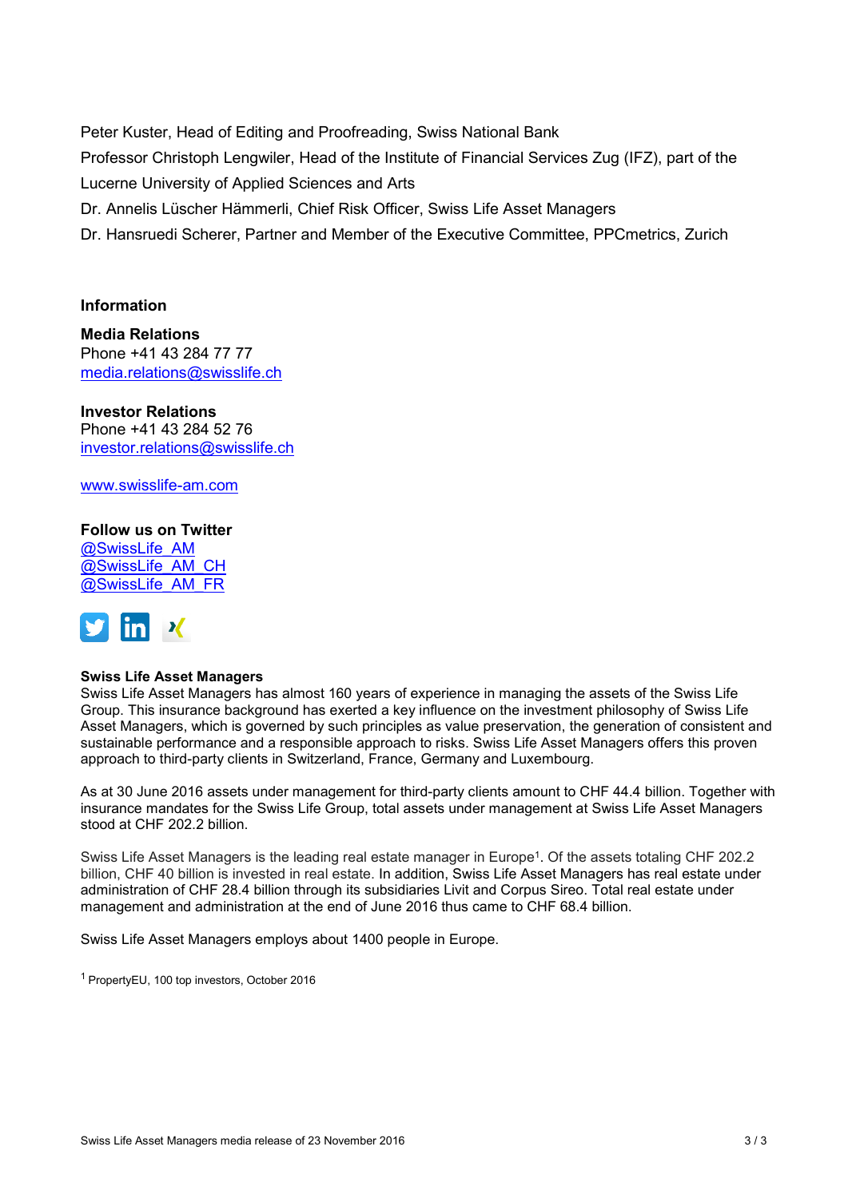Peter Kuster, Head of Editing and Proofreading, Swiss National Bank

Professor Christoph Lengwiler, Head of the Institute of Financial Services Zug (IFZ), part of the Lucerne University of Applied Sciences and Arts

Dr. Annelis Lüscher Hämmerli, Chief Risk Officer, Swiss Life Asset Managers

Dr. Hansruedi Scherer, Partner and Member of the Executive Committee, PPCmetrics, Zurich

**Information**

**Media Relations**
Phone +41 43 284 77 77
media.relations@swisslife.ch

**Investor Relations**
Phone +41 43 284 52 76
investor.relations@swisslife.ch

www.swisslife-am.com

**Follow us on Twitter**
@SwissLife_AM
@SwissLife_AM_CH
@SwissLife_AM_FR

**Swiss Life Asset Managers**
Swiss Life Asset Managers has almost 160 years of experience in managing the assets of the Swiss Life Group. This insurance background has exerted a key influence on the investment philosophy of Swiss Life Asset Managers, which is governed by such principles as value preservation, the generation of consistent and sustainable performance and a responsible approach to risks. Swiss Life Asset Managers offers this proven approach to third-party clients in Switzerland, France, Germany and Luxembourg.

As at 30 June 2016 assets under management for third-party clients amount to CHF 44.4 billion. Together with insurance mandates for the Swiss Life Group, total assets under management at Swiss Life Asset Managers stood at CHF 202.2 billion.

Swiss Life Asset Managers is the leading real estate manager in Europe[1]. Of the assets totaling CHF 202.2 billion, CHF 40 billion is invested in real estate. In addition, Swiss Life Asset Managers has real estate under administration of CHF 28.4 billion through its subsidiaries Livit and Corpus Sireo. Total real estate under management and administration at the end of June 2016 thus came to CHF 68.4 billion.

Swiss Life Asset Managers employs about 1400 people in Europe.

[1] PropertyEU, 100 top investors, October 2016